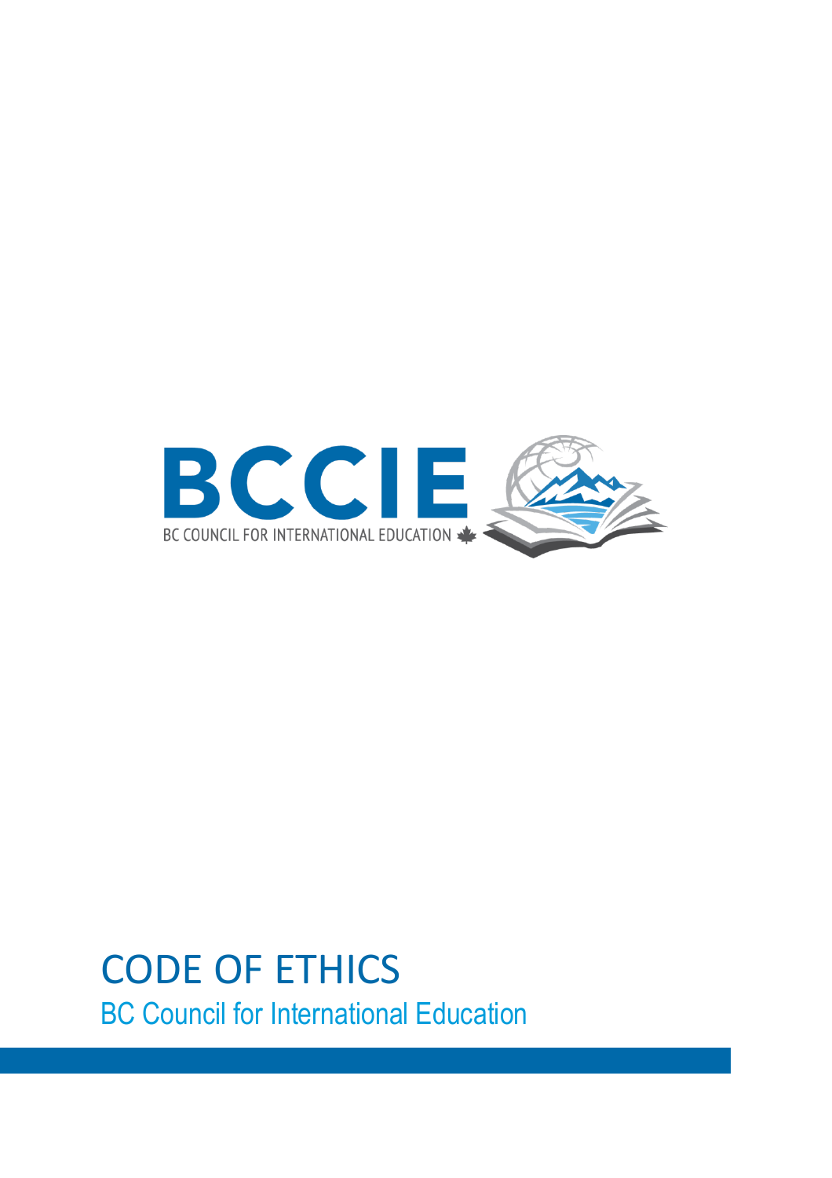BCCIE

BC COUNCIL FOR INTERNATIONAL EDUCATION

# CODE OF ETHICS

## BC Council for International Education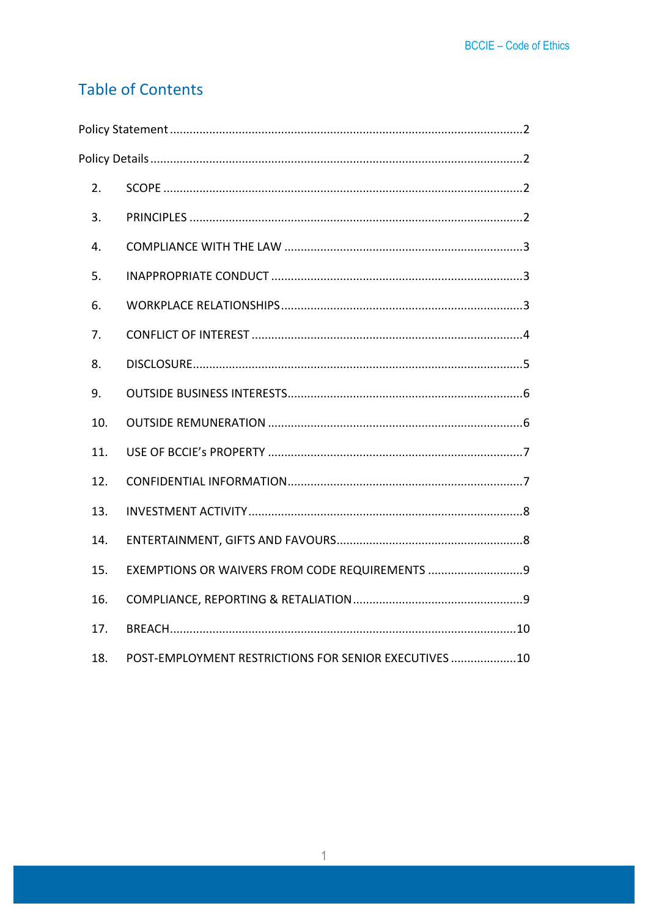## Table of Contents

Policy Statement ........................................................................................................2

Policy Details ...............................................................................................................2

2. SCOPE ..........................................................................................................2
3. PRINCIPLES ..................................................................................................2
4. COMPLIANCE WITH THE LAW .....................................................................3
5. INAPPROPRIATE CONDUCT ..........................................................................3
6. WORKPLACE RELATIONSHIPS......................................................................3
7. CONFLICT OF INTEREST ................................................................................4
8. DISCLOSURE..................................................................................................5
9. OUTSIDE BUSINESS INTERESTS.....................................................................6
10. OUTSIDE REMUNERATION ...........................................................................6
11. USE OF BCCIE's PROPERTY ...........................................................................7
12. CONFIDENTIAL INFORMATION.....................................................................7
13. INVESTMENT ACTIVITY..................................................................................8
14. ENTERTAINMENT, GIFTS AND FAVOURS.......................................................8
15. EXEMPTIONS OR WAIVERS FROM CODE REQUIREMENTS ............................9
16. COMPLIANCE, REPORTING & RETALIATION..................................................9
17. BREACH.......................................................................................................10
18. POST-EMPLOYMENT RESTRICTIONS FOR SENIOR EXECUTIVES ...................10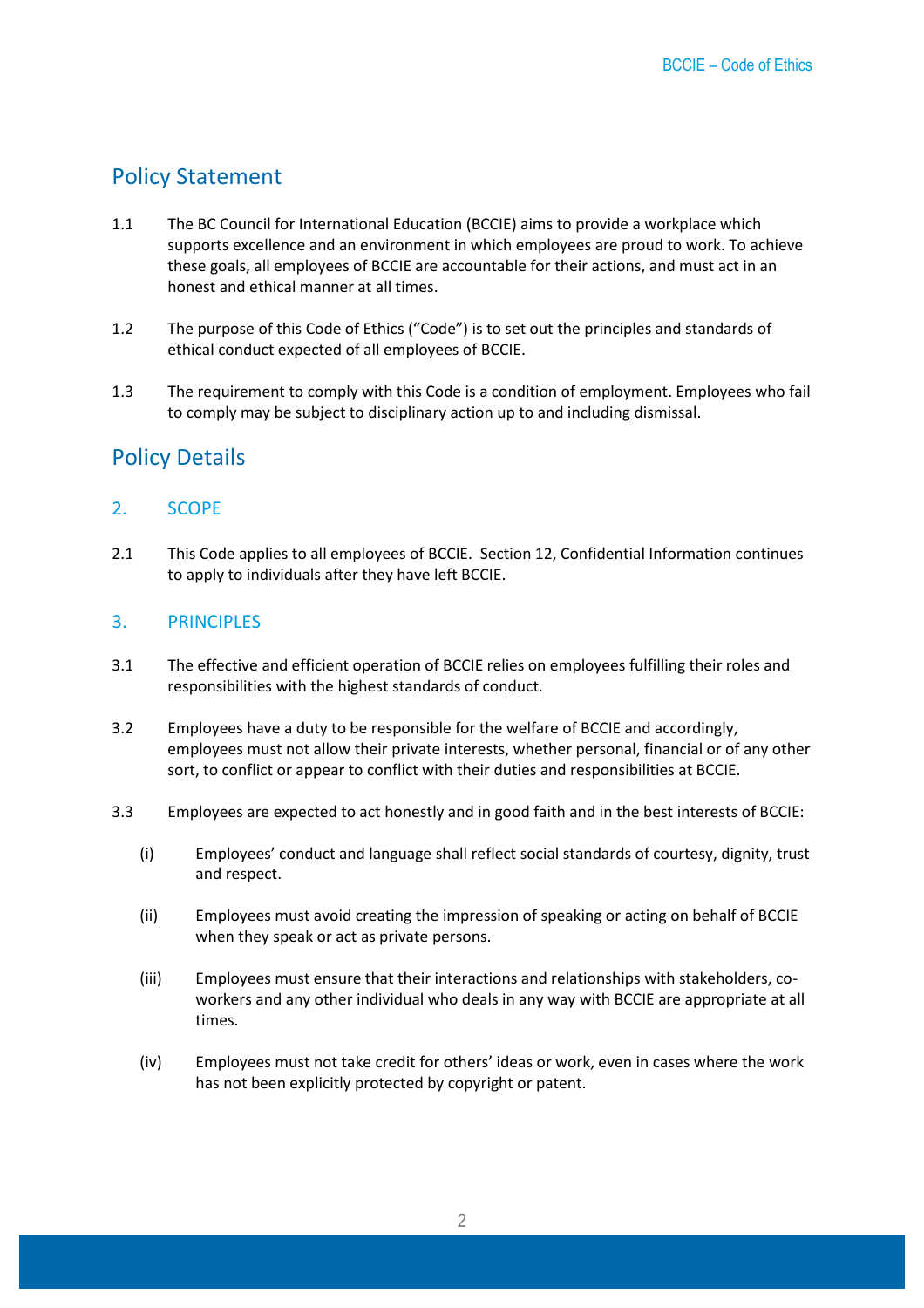## Policy Statement

1.1 The BC Council for International Education (BCCIE) aims to provide a workplace which supports excellence and an environment in which employees are proud to work. To achieve these goals, all employees of BCCIE are accountable for their actions, and must act in an honest and ethical manner at all times.

1.2 The purpose of this Code of Ethics ("Code") is to set out the principles and standards of ethical conduct expected of all employees of BCCIE.

1.3 The requirement to comply with this Code is a condition of employment. Employees who fail to comply may be subject to disciplinary action up to and including dismissal.

## Policy Details

### 2. SCOPE

2.1 This Code applies to all employees of BCCIE. Section 12, Confidential Information continues to apply to individuals after they have left BCCIE.

### 3. PRINCIPLES

3.1 The effective and efficient operation of BCCIE relies on employees fulfilling their roles and responsibilities with the highest standards of conduct.

3.2 Employees have a duty to be responsible for the welfare of BCCIE and accordingly, employees must not allow their private interests, whether personal, financial or of any other sort, to conflict or appear to conflict with their duties and responsibilities at BCCIE.

3.3 Employees are expected to act honestly and in good faith and in the best interests of BCCIE:

- (i) Employees' conduct and language shall reflect social standards of courtesy, dignity, trust and respect.
- (ii) Employees must avoid creating the impression of speaking or acting on behalf of BCCIE when they speak or act as private persons.
- (iii) Employees must ensure that their interactions and relationships with stakeholders, co-workers and any other individual who deals in any way with BCCIE are appropriate at all times.
- (iv) Employees must not take credit for others' ideas or work, even in cases where the work has not been explicitly protected by copyright or patent.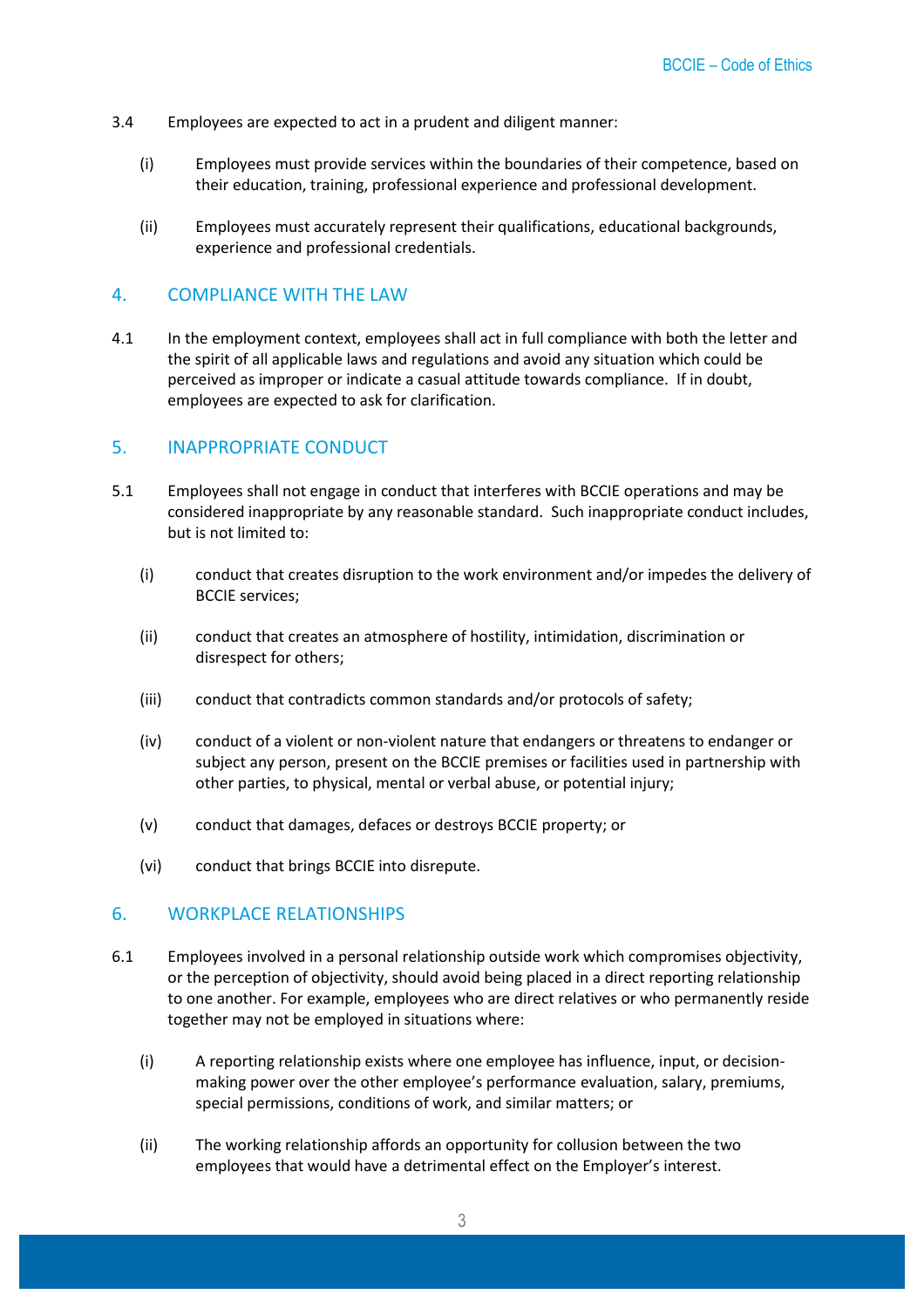3.4 Employees are expected to act in a prudent and diligent manner:

(i) Employees must provide services within the boundaries of their competence, based on their education, training, professional experience and professional development.

(ii) Employees must accurately represent their qualifications, educational backgrounds, experience and professional credentials.

## 4. COMPLIANCE WITH THE LAW

4.1 In the employment context, employees shall act in full compliance with both the letter and the spirit of all applicable laws and regulations and avoid any situation which could be perceived as improper or indicate a casual attitude towards compliance. If in doubt, employees are expected to ask for clarification.

## 5. INAPPROPRIATE CONDUCT

5.1 Employees shall not engage in conduct that interferes with BCCIE operations and may be considered inappropriate by any reasonable standard. Such inappropriate conduct includes, but is not limited to:

(i) conduct that creates disruption to the work environment and/or impedes the delivery of BCCIE services;

(ii) conduct that creates an atmosphere of hostility, intimidation, discrimination or disrespect for others;

(iii) conduct that contradicts common standards and/or protocols of safety;

(iv) conduct of a violent or non-violent nature that endangers or threatens to endanger or subject any person, present on the BCCIE premises or facilities used in partnership with other parties, to physical, mental or verbal abuse, or potential injury;

(v) conduct that damages, defaces or destroys BCCIE property; or

(vi) conduct that brings BCCIE into disrepute.

## 6. WORKPLACE RELATIONSHIPS

6.1 Employees involved in a personal relationship outside work which compromises objectivity, or the perception of objectivity, should avoid being placed in a direct reporting relationship to one another. For example, employees who are direct relatives or who permanently reside together may not be employed in situations where:

(i) A reporting relationship exists where one employee has influence, input, or decision-making power over the other employee's performance evaluation, salary, premiums, special permissions, conditions of work, and similar matters; or

(ii) The working relationship affords an opportunity for collusion between the two employees that would have a detrimental effect on the Employer's interest.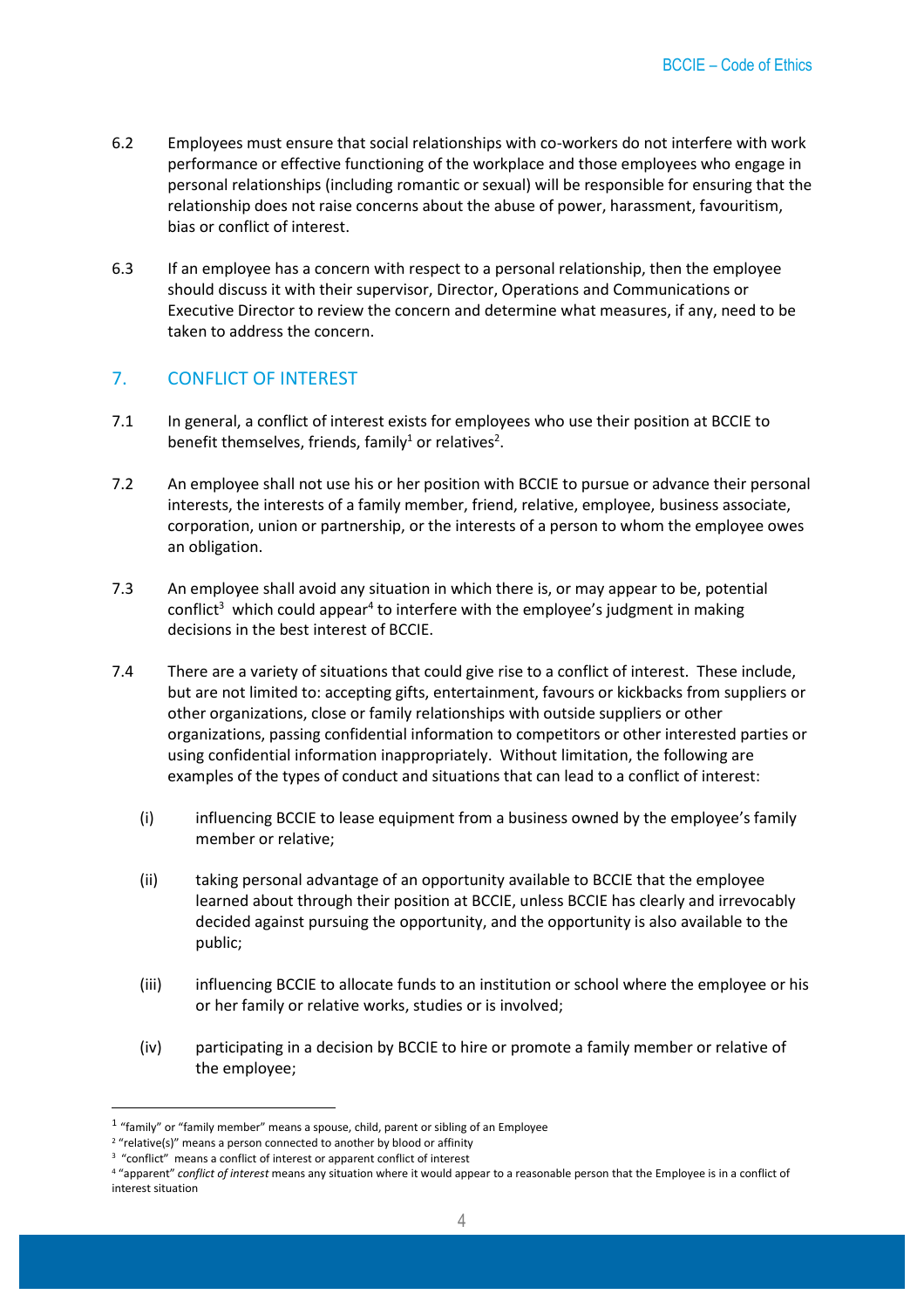6.2 Employees must ensure that social relationships with co-workers do not interfere with work performance or effective functioning of the workplace and those employees who engage in personal relationships (including romantic or sexual) will be responsible for ensuring that the relationship does not raise concerns about the abuse of power, harassment, favouritism, bias or conflict of interest.

6.3 If an employee has a concern with respect to a personal relationship, then the employee should discuss it with their supervisor, Director, Operations and Communications or Executive Director to review the concern and determine what measures, if any, need to be taken to address the concern.

## 7. CONFLICT OF INTEREST

7.1 In general, a conflict of interest exists for employees who use their position at BCCIE to benefit themselves, friends, family[1] or relatives[2].

7.2 An employee shall not use his or her position with BCCIE to pursue or advance their personal interests, the interests of a family member, friend, relative, employee, business associate, corporation, union or partnership, or the interests of a person to whom the employee owes an obligation.

7.3 An employee shall avoid any situation in which there is, or may appear to be, potential conflict[3] which could appear[4] to interfere with the employee's judgment in making decisions in the best interest of BCCIE.

7.4 There are a variety of situations that could give rise to a conflict of interest. These include, but are not limited to: accepting gifts, entertainment, favours or kickbacks from suppliers or other organizations, close or family relationships with outside suppliers or other organizations, passing confidential information to competitors or other interested parties or using confidential information inappropriately. Without limitation, the following are examples of the types of conduct and situations that can lead to a conflict of interest:

(i) influencing BCCIE to lease equipment from a business owned by the employee's family member or relative;

(ii) taking personal advantage of an opportunity available to BCCIE that the employee learned about through their position at BCCIE, unless BCCIE has clearly and irrevocably decided against pursuing the opportunity, and the opportunity is also available to the public;

(iii) influencing BCCIE to allocate funds to an institution or school where the employee or his or her family or relative works, studies or is involved;

(iv) participating in a decision by BCCIE to hire or promote a family member or relative of the employee;

---

[1] "family" or "family member" means a spouse, child, parent or sibling of an Employee

[2] "relative(s)" means a person connected to another by blood or affinity

[3] "conflict" means a conflict of interest or apparent conflict of interest

[4] "apparent" *conflict of interest* means any situation where it would appear to a reasonable person that the Employee is in a conflict of interest situation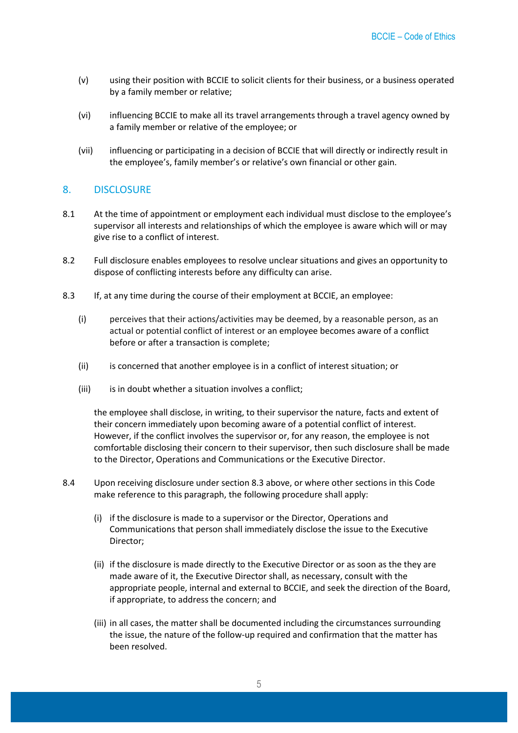(v) using their position with BCCIE to solicit clients for their business, or a business operated by a family member or relative;

(vi) influencing BCCIE to make all its travel arrangements through a travel agency owned by a family member or relative of the employee; or

(vii) influencing or participating in a decision of BCCIE that will directly or indirectly result in the employee's, family member's or relative's own financial or other gain.

## 8. DISCLOSURE

8.1 At the time of appointment or employment each individual must disclose to the employee's supervisor all interests and relationships of which the employee is aware which will or may give rise to a conflict of interest.

8.2 Full disclosure enables employees to resolve unclear situations and gives an opportunity to dispose of conflicting interests before any difficulty can arise.

8.3 If, at any time during the course of their employment at BCCIE, an employee:

(i) perceives that their actions/activities may be deemed, by a reasonable person, as an actual or potential conflict of interest or an employee becomes aware of a conflict before or after a transaction is complete;

(ii) is concerned that another employee is in a conflict of interest situation; or

(iii) is in doubt whether a situation involves a conflict;

the employee shall disclose, in writing, to their supervisor the nature, facts and extent of their concern immediately upon becoming aware of a potential conflict of interest. However, if the conflict involves the supervisor or, for any reason, the employee is not comfortable disclosing their concern to their supervisor, then such disclosure shall be made to the Director, Operations and Communications or the Executive Director.

8.4 Upon receiving disclosure under section 8.3 above, or where other sections in this Code make reference to this paragraph, the following procedure shall apply:

(i) if the disclosure is made to a supervisor or the Director, Operations and Communications that person shall immediately disclose the issue to the Executive Director;

(ii) if the disclosure is made directly to the Executive Director or as soon as the they are made aware of it, the Executive Director shall, as necessary, consult with the appropriate people, internal and external to BCCIE, and seek the direction of the Board, if appropriate, to address the concern; and

(iii) in all cases, the matter shall be documented including the circumstances surrounding the issue, the nature of the follow-up required and confirmation that the matter has been resolved.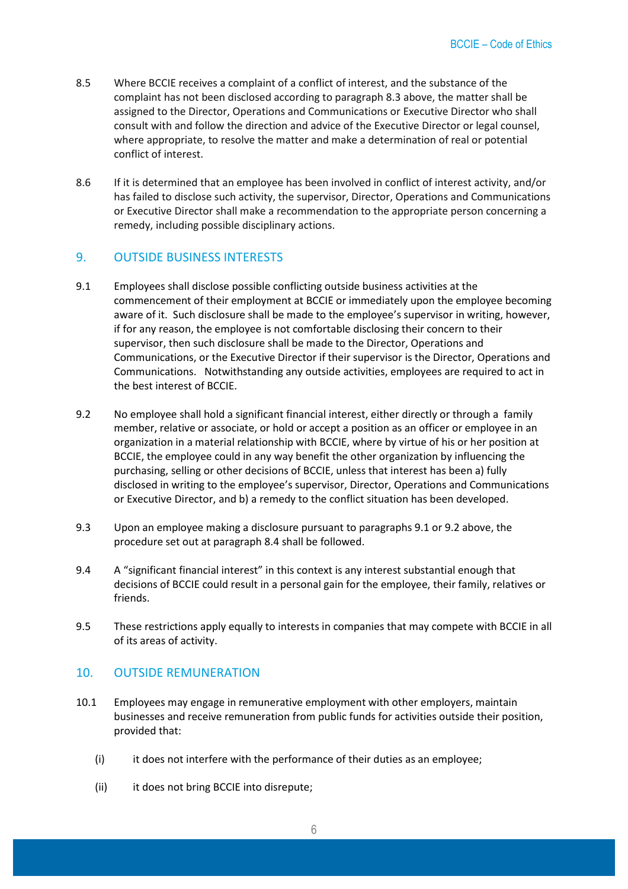8.5 Where BCCIE receives a complaint of a conflict of interest, and the substance of the complaint has not been disclosed according to paragraph 8.3 above, the matter shall be assigned to the Director, Operations and Communications or Executive Director who shall consult with and follow the direction and advice of the Executive Director or legal counsel, where appropriate, to resolve the matter and make a determination of real or potential conflict of interest.

8.6 If it is determined that an employee has been involved in conflict of interest activity, and/or has failed to disclose such activity, the supervisor, Director, Operations and Communications or Executive Director shall make a recommendation to the appropriate person concerning a remedy, including possible disciplinary actions.

## 9. OUTSIDE BUSINESS INTERESTS

9.1 Employees shall disclose possible conflicting outside business activities at the commencement of their employment at BCCIE or immediately upon the employee becoming aware of it. Such disclosure shall be made to the employee's supervisor in writing, however, if for any reason, the employee is not comfortable disclosing their concern to their supervisor, then such disclosure shall be made to the Director, Operations and Communications, or the Executive Director if their supervisor is the Director, Operations and Communications. Notwithstanding any outside activities, employees are required to act in the best interest of BCCIE.

9.2 No employee shall hold a significant financial interest, either directly or through a family member, relative or associate, or hold or accept a position as an officer or employee in an organization in a material relationship with BCCIE, where by virtue of his or her position at BCCIE, the employee could in any way benefit the other organization by influencing the purchasing, selling or other decisions of BCCIE, unless that interest has been a) fully disclosed in writing to the employee's supervisor, Director, Operations and Communications or Executive Director, and b) a remedy to the conflict situation has been developed.

9.3 Upon an employee making a disclosure pursuant to paragraphs 9.1 or 9.2 above, the procedure set out at paragraph 8.4 shall be followed.

9.4 A "significant financial interest" in this context is any interest substantial enough that decisions of BCCIE could result in a personal gain for the employee, their family, relatives or friends.

9.5 These restrictions apply equally to interests in companies that may compete with BCCIE in all of its areas of activity.

## 10. OUTSIDE REMUNERATION

10.1 Employees may engage in remunerative employment with other employers, maintain businesses and receive remuneration from public funds for activities outside their position, provided that:

(i) it does not interfere with the performance of their duties as an employee;

(ii) it does not bring BCCIE into disrepute;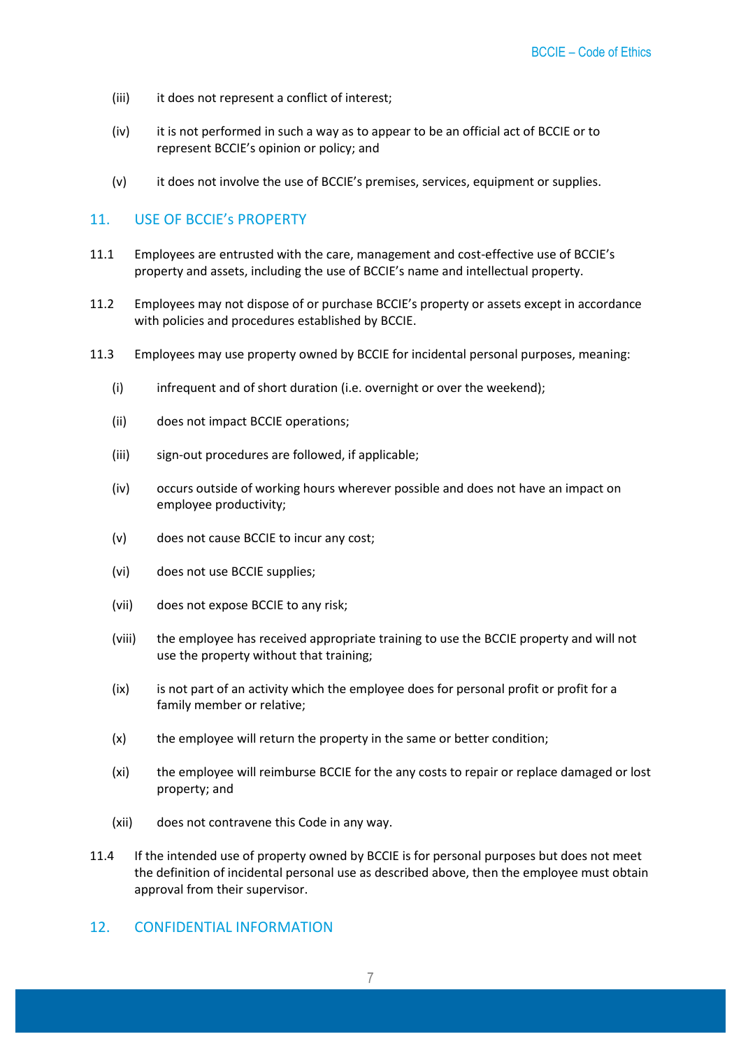(iii) it does not represent a conflict of interest;

(iv) it is not performed in such a way as to appear to be an official act of BCCIE or to represent BCCIE's opinion or policy; and

(v) it does not involve the use of BCCIE's premises, services, equipment or supplies.

## 11. USE OF BCCIE's PROPERTY

11.1 Employees are entrusted with the care, management and cost-effective use of BCCIE's property and assets, including the use of BCCIE's name and intellectual property.

11.2 Employees may not dispose of or purchase BCCIE's property or assets except in accordance with policies and procedures established by BCCIE.

11.3 Employees may use property owned by BCCIE for incidental personal purposes, meaning:

(i) infrequent and of short duration (i.e. overnight or over the weekend);

(ii) does not impact BCCIE operations;

(iii) sign-out procedures are followed, if applicable;

(iv) occurs outside of working hours wherever possible and does not have an impact on employee productivity;

(v) does not cause BCCIE to incur any cost;

(vi) does not use BCCIE supplies;

(vii) does not expose BCCIE to any risk;

(viii) the employee has received appropriate training to use the BCCIE property and will not use the property without that training;

(ix) is not part of an activity which the employee does for personal profit or profit for a family member or relative;

(x) the employee will return the property in the same or better condition;

(xi) the employee will reimburse BCCIE for the any costs to repair or replace damaged or lost property; and

(xii) does not contravene this Code in any way.

11.4 If the intended use of property owned by BCCIE is for personal purposes but does not meet the definition of incidental personal use as described above, then the employee must obtain approval from their supervisor.

## 12. CONFIDENTIAL INFORMATION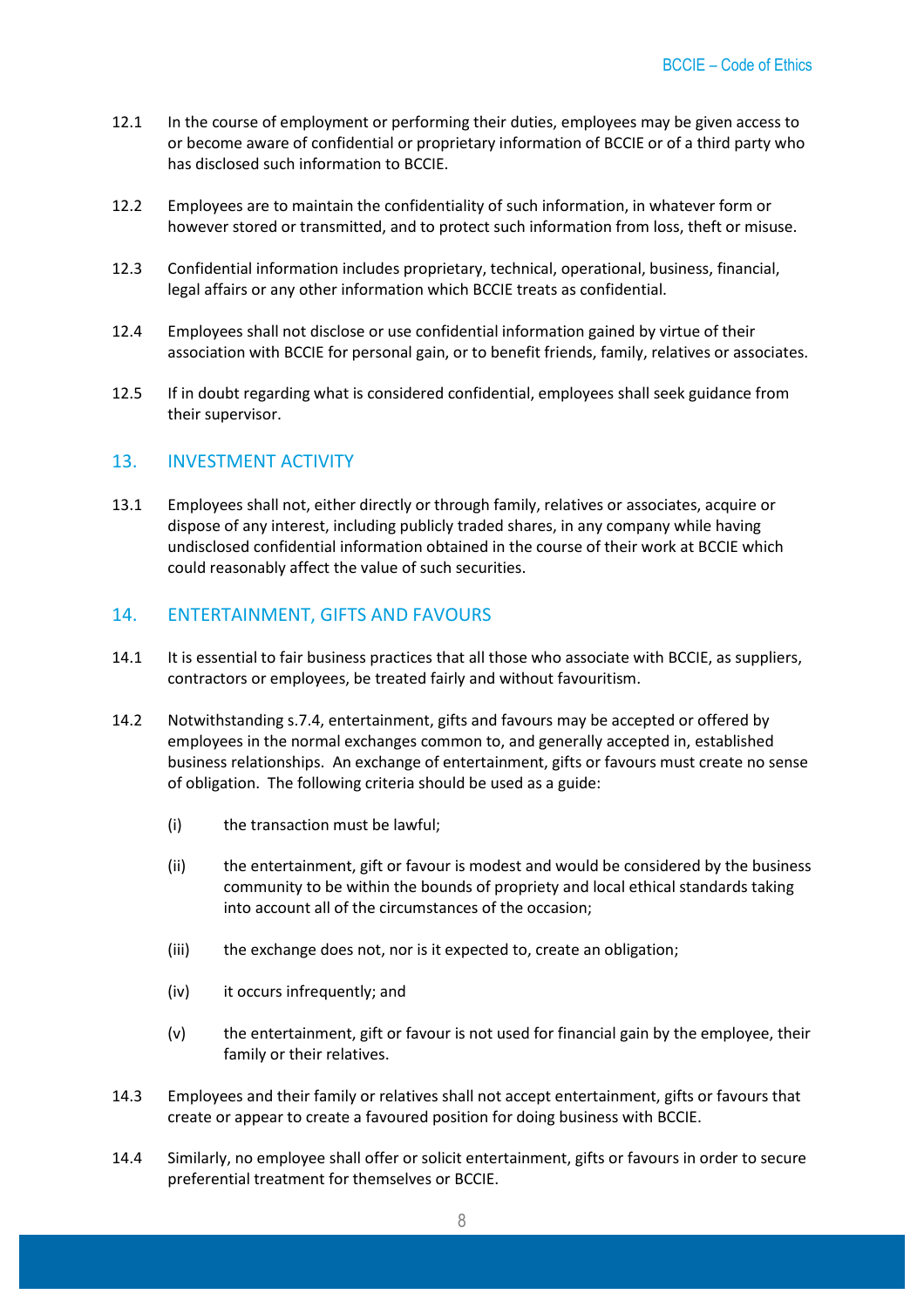12.1 In the course of employment or performing their duties, employees may be given access to or become aware of confidential or proprietary information of BCCIE or of a third party who has disclosed such information to BCCIE.

12.2 Employees are to maintain the confidentiality of such information, in whatever form or however stored or transmitted, and to protect such information from loss, theft or misuse.

12.3 Confidential information includes proprietary, technical, operational, business, financial, legal affairs or any other information which BCCIE treats as confidential.

12.4 Employees shall not disclose or use confidential information gained by virtue of their association with BCCIE for personal gain, or to benefit friends, family, relatives or associates.

12.5 If in doubt regarding what is considered confidential, employees shall seek guidance from their supervisor.

## 13. INVESTMENT ACTIVITY

13.1 Employees shall not, either directly or through family, relatives or associates, acquire or dispose of any interest, including publicly traded shares, in any company while having undisclosed confidential information obtained in the course of their work at BCCIE which could reasonably affect the value of such securities.

## 14. ENTERTAINMENT, GIFTS AND FAVOURS

14.1 It is essential to fair business practices that all those who associate with BCCIE, as suppliers, contractors or employees, be treated fairly and without favouritism.

14.2 Notwithstanding s.7.4, entertainment, gifts and favours may be accepted or offered by employees in the normal exchanges common to, and generally accepted in, established business relationships. An exchange of entertainment, gifts or favours must create no sense of obligation. The following criteria should be used as a guide:

- (i) the transaction must be lawful;
- (ii) the entertainment, gift or favour is modest and would be considered by the business community to be within the bounds of propriety and local ethical standards taking into account all of the circumstances of the occasion;
- (iii) the exchange does not, nor is it expected to, create an obligation;
- (iv) it occurs infrequently; and
- (v) the entertainment, gift or favour is not used for financial gain by the employee, their family or their relatives.

14.3 Employees and their family or relatives shall not accept entertainment, gifts or favours that create or appear to create a favoured position for doing business with BCCIE.

14.4 Similarly, no employee shall offer or solicit entertainment, gifts or favours in order to secure preferential treatment for themselves or BCCIE.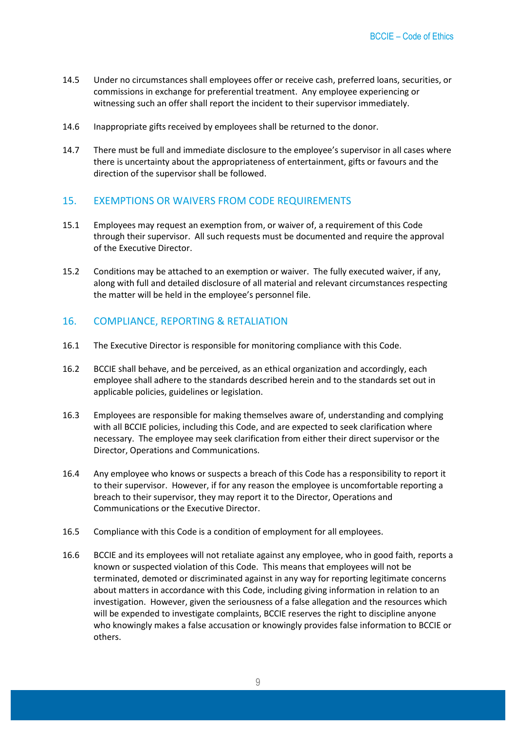14.5 Under no circumstances shall employees offer or receive cash, preferred loans, securities, or commissions in exchange for preferential treatment. Any employee experiencing or witnessing such an offer shall report the incident to their supervisor immediately.

14.6 Inappropriate gifts received by employees shall be returned to the donor.

14.7 There must be full and immediate disclosure to the employee's supervisor in all cases where there is uncertainty about the appropriateness of entertainment, gifts or favours and the direction of the supervisor shall be followed.

## 15. EXEMPTIONS OR WAIVERS FROM CODE REQUIREMENTS

15.1 Employees may request an exemption from, or waiver of, a requirement of this Code through their supervisor. All such requests must be documented and require the approval of the Executive Director.

15.2 Conditions may be attached to an exemption or waiver. The fully executed waiver, if any, along with full and detailed disclosure of all material and relevant circumstances respecting the matter will be held in the employee's personnel file.

## 16. COMPLIANCE, REPORTING & RETALIATION

16.1 The Executive Director is responsible for monitoring compliance with this Code.

16.2 BCCIE shall behave, and be perceived, as an ethical organization and accordingly, each employee shall adhere to the standards described herein and to the standards set out in applicable policies, guidelines or legislation.

16.3 Employees are responsible for making themselves aware of, understanding and complying with all BCCIE policies, including this Code, and are expected to seek clarification where necessary. The employee may seek clarification from either their direct supervisor or the Director, Operations and Communications.

16.4 Any employee who knows or suspects a breach of this Code has a responsibility to report it to their supervisor. However, if for any reason the employee is uncomfortable reporting a breach to their supervisor, they may report it to the Director, Operations and Communications or the Executive Director.

16.5 Compliance with this Code is a condition of employment for all employees.

16.6 BCCIE and its employees will not retaliate against any employee, who in good faith, reports a known or suspected violation of this Code. This means that employees will not be terminated, demoted or discriminated against in any way for reporting legitimate concerns about matters in accordance with this Code, including giving information in relation to an investigation. However, given the seriousness of a false allegation and the resources which will be expended to investigate complaints, BCCIE reserves the right to discipline anyone who knowingly makes a false accusation or knowingly provides false information to BCCIE or others.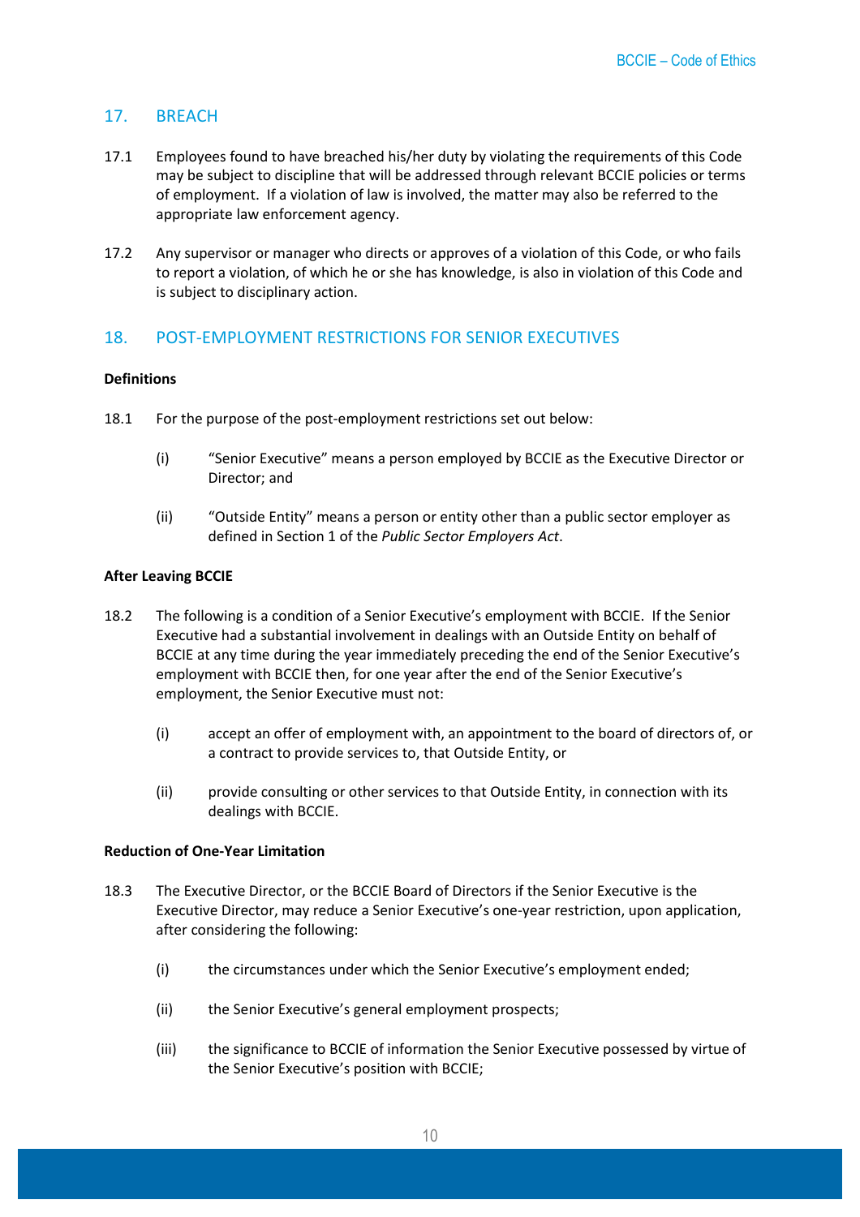## 17. BREACH

17.1 Employees found to have breached his/her duty by violating the requirements of this Code may be subject to discipline that will be addressed through relevant BCCIE policies or terms of employment. If a violation of law is involved, the matter may also be referred to the appropriate law enforcement agency.

17.2 Any supervisor or manager who directs or approves of a violation of this Code, or who fails to report a violation, of which he or she has knowledge, is also in violation of this Code and is subject to disciplinary action.

## 18. POST-EMPLOYMENT RESTRICTIONS FOR SENIOR EXECUTIVES

**Definitions**

18.1 For the purpose of the post-employment restrictions set out below:

(i) "Senior Executive" means a person employed by BCCIE as the Executive Director or Director; and

(ii) "Outside Entity" means a person or entity other than a public sector employer as defined in Section 1 of the *Public Sector Employers Act*.

**After Leaving BCCIE**

18.2 The following is a condition of a Senior Executive's employment with BCCIE. If the Senior Executive had a substantial involvement in dealings with an Outside Entity on behalf of BCCIE at any time during the year immediately preceding the end of the Senior Executive's employment with BCCIE then, for one year after the end of the Senior Executive's employment, the Senior Executive must not:

(i) accept an offer of employment with, an appointment to the board of directors of, or a contract to provide services to, that Outside Entity, or

(ii) provide consulting or other services to that Outside Entity, in connection with its dealings with BCCIE.

**Reduction of One-Year Limitation**

18.3 The Executive Director, or the BCCIE Board of Directors if the Senior Executive is the Executive Director, may reduce a Senior Executive's one-year restriction, upon application, after considering the following:

(i) the circumstances under which the Senior Executive's employment ended;

(ii) the Senior Executive's general employment prospects;

(iii) the significance to BCCIE of information the Senior Executive possessed by virtue of the Senior Executive's position with BCCIE;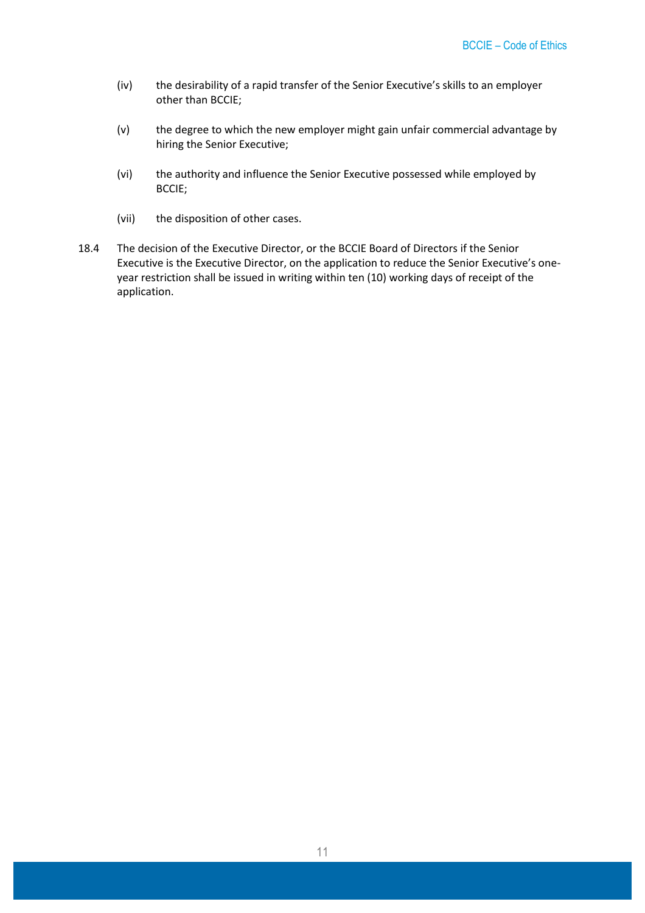(iv) the desirability of a rapid transfer of the Senior Executive's skills to an employer other than BCCIE;

(v) the degree to which the new employer might gain unfair commercial advantage by hiring the Senior Executive;

(vi) the authority and influence the Senior Executive possessed while employed by BCCIE;

(vii) the disposition of other cases.

18.4 The decision of the Executive Director, or the BCCIE Board of Directors if the Senior Executive is the Executive Director, on the application to reduce the Senior Executive's one-year restriction shall be issued in writing within ten (10) working days of receipt of the application.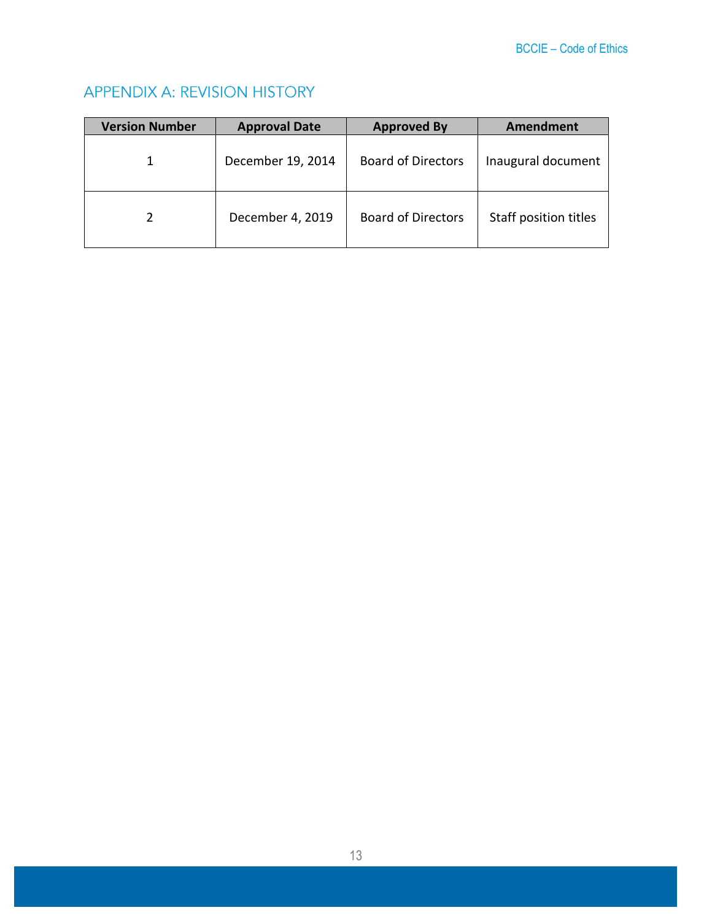## APPENDIX A: REVISION HISTORY

| Version Number | Approval Date | Approved By | Amendment |
|---|---|---|---|
| 1 | December 19, 2014 | Board of Directors | Inaugural document |
| 2 | December 4, 2019 | Board of Directors | Staff position titles |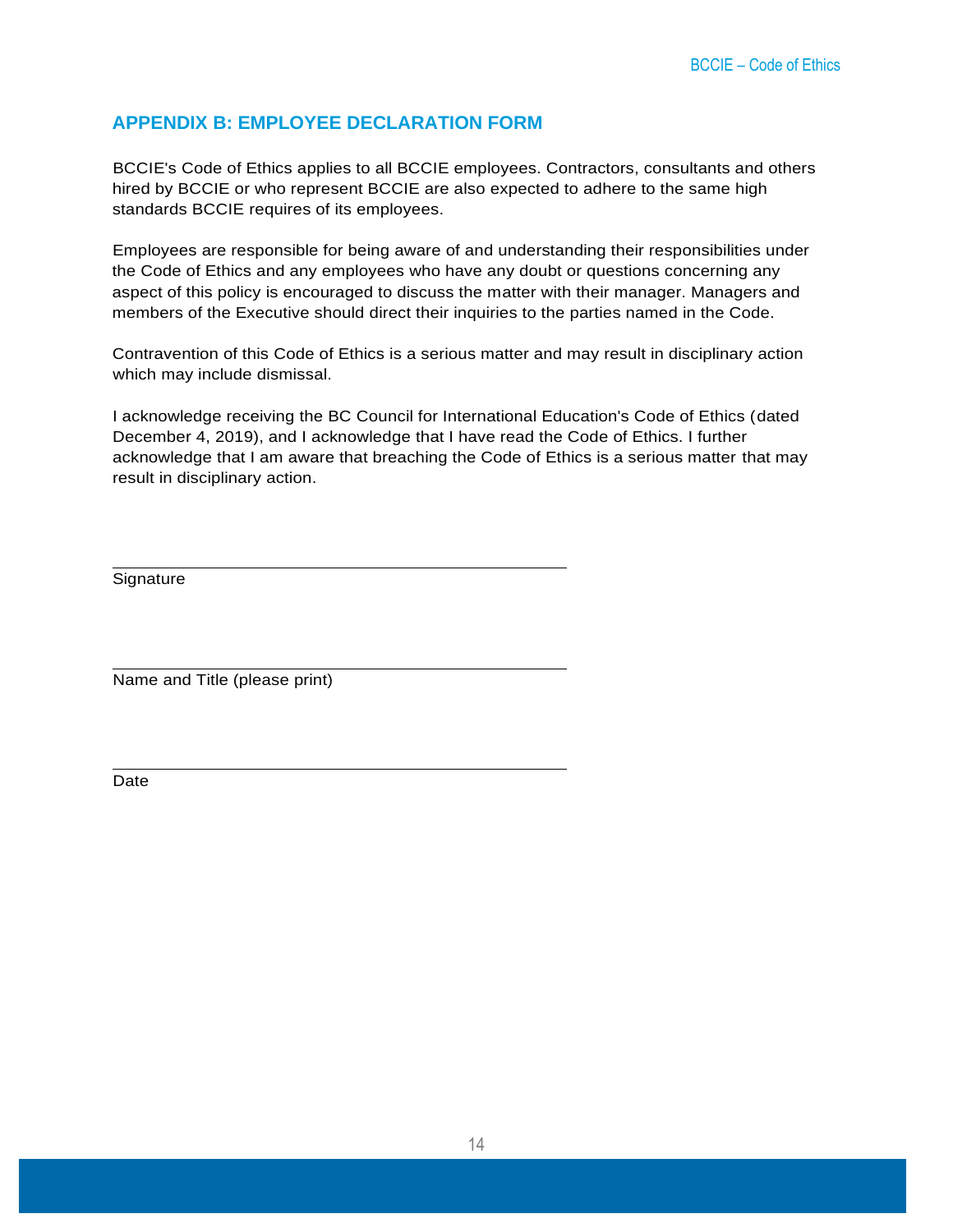## APPENDIX B: EMPLOYEE DECLARATION FORM

BCCIE's Code of Ethics applies to all BCCIE employees. Contractors, consultants and others hired by BCCIE or who represent BCCIE are also expected to adhere to the same high standards BCCIE requires of its employees.

Employees are responsible for being aware of and understanding their responsibilities under the Code of Ethics and any employees who have any doubt or questions concerning any aspect of this policy is encouraged to discuss the matter with their manager. Managers and members of the Executive should direct their inquiries to the parties named in the Code.

Contravention of this Code of Ethics is a serious matter and may result in disciplinary action which may include dismissal.

I acknowledge receiving the BC Council for International Education's Code of Ethics (dated December 4, 2019), and I acknowledge that I have read the Code of Ethics. I further acknowledge that I am aware that breaching the Code of Ethics is a serious matter that may result in disciplinary action.

\_\_\_\_\_\_\_\_\_\_\_\_\_\_\_\_\_\_\_\_\_\_\_\_\_\_\_\_\_\_\_\_\_\_\_\_\_\_\_\_
Signature

\_\_\_\_\_\_\_\_\_\_\_\_\_\_\_\_\_\_\_\_\_\_\_\_\_\_\_\_\_\_\_\_\_\_\_\_\_\_\_\_
Name and Title (please print)

\_\_\_\_\_\_\_\_\_\_\_\_\_\_\_\_\_\_\_\_\_\_\_\_\_\_\_\_\_\_\_\_\_\_\_\_\_\_\_\_
Date